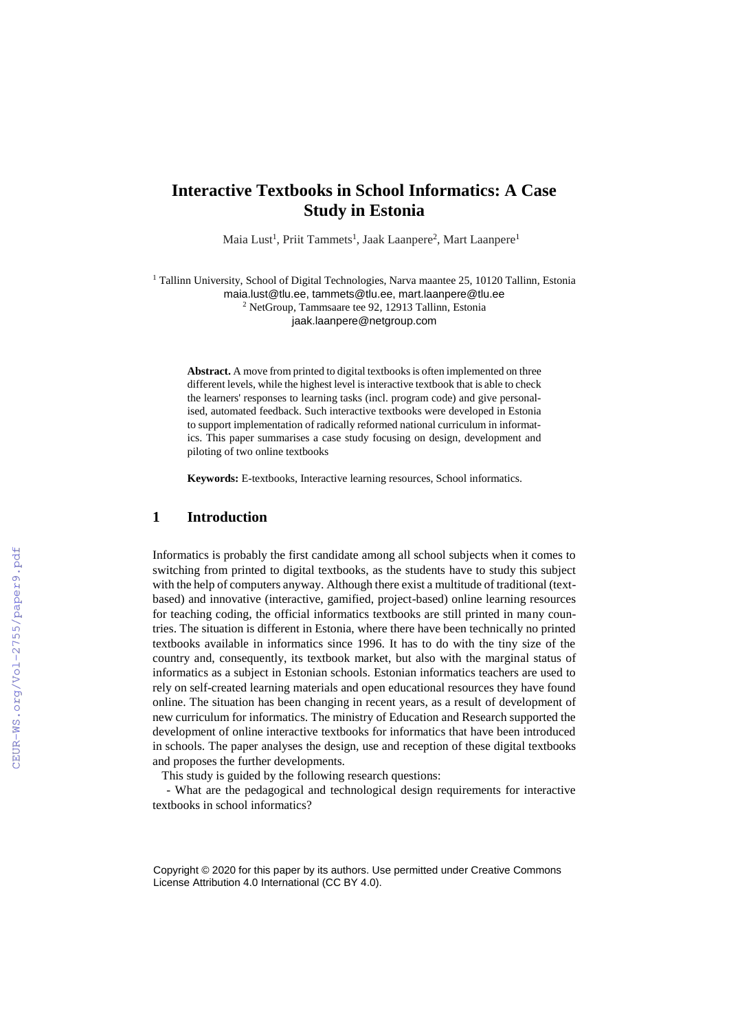# Interactive Textbooks in School Informatics: A Case Study in Estonia

Maia Lust[1], Priit Tammets[1], Jaak Laanpere[2], Mart Laanpere[1]

[1] Tallinn University, School of Digital Technologies, Narva maantee 25, 10120 Tallinn, Estonia
maia.lust@tlu.ee, tammets@tlu.ee, mart.laanpere@tlu.ee
[2] NetGroup, Tammsaare tee 92, 12913 Tallinn, Estonia
jaak.laanpere@netgroup.com

**Abstract.** A move from printed to digital textbooks is often implemented on three different levels, while the highest level is interactive textbook that is able to check the learners' responses to learning tasks (incl. program code) and give personalised, automated feedback. Such interactive textbooks were developed in Estonia to support implementation of radically reformed national curriculum in informatics. This paper summarises a case study focusing on design, development and piloting of two online textbooks

**Keywords:** E-textbooks, Interactive learning resources, School informatics.

## 1 Introduction

Informatics is probably the first candidate among all school subjects when it comes to switching from printed to digital textbooks, as the students have to study this subject with the help of computers anyway. Although there exist a multitude of traditional (text-based) and innovative (interactive, gamified, project-based) online learning resources for teaching coding, the official informatics textbooks are still printed in many countries. The situation is different in Estonia, where there have been technically no printed textbooks available in informatics since 1996. It has to do with the tiny size of the country and, consequently, its textbook market, but also with the marginal status of informatics as a subject in Estonian schools. Estonian informatics teachers are used to rely on self-created learning materials and open educational resources they have found online. The situation has been changing in recent years, as a result of development of new curriculum for informatics. The ministry of Education and Research supported the development of online interactive textbooks for informatics that have been introduced in schools. The paper analyses the design, use and reception of these digital textbooks and proposes the further developments.

This study is guided by the following research questions:

- What are the pedagogical and technological design requirements for interactive textbooks in school informatics?

Copyright © 2020 for this paper by its authors. Use permitted under Creative Commons License Attribution 4.0 International (CC BY 4.0).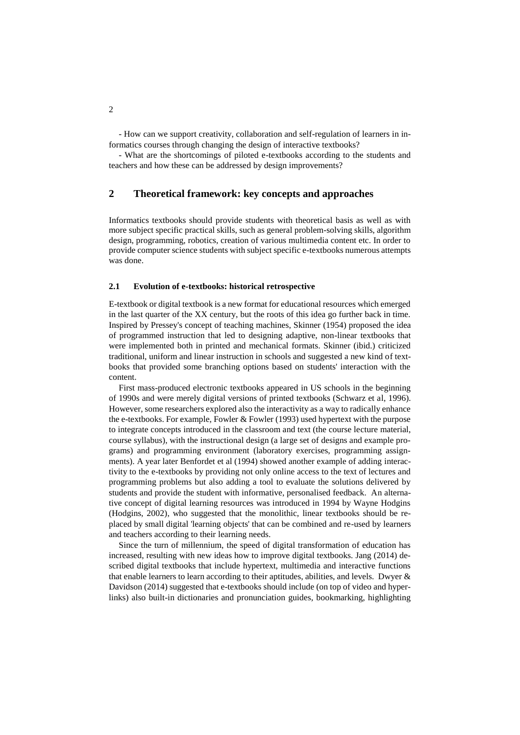- How can we support creativity, collaboration and self-regulation of learners in informatics courses through changing the design of interactive textbooks?

- What are the shortcomings of piloted e-textbooks according to the students and teachers and how these can be addressed by design improvements?

## 2 Theoretical framework: key concepts and approaches

Informatics textbooks should provide students with theoretical basis as well as with more subject specific practical skills, such as general problem-solving skills, algorithm design, programming, robotics, creation of various multimedia content etc. In order to provide computer science students with subject specific e-textbooks numerous attempts was done.

### 2.1 Evolution of e-textbooks: historical retrospective

E-textbook or digital textbook is a new format for educational resources which emerged in the last quarter of the XX century, but the roots of this idea go further back in time. Inspired by Pressey's concept of teaching machines, Skinner (1954) proposed the idea of programmed instruction that led to designing adaptive, non-linear textbooks that were implemented both in printed and mechanical formats. Skinner (ibid.) criticized traditional, uniform and linear instruction in schools and suggested a new kind of textbooks that provided some branching options based on students' interaction with the content.

First mass-produced electronic textbooks appeared in US schools in the beginning of 1990s and were merely digital versions of printed textbooks (Schwarz et al, 1996). However, some researchers explored also the interactivity as a way to radically enhance the e-textbooks. For example, Fowler & Fowler (1993) used hypertext with the purpose to integrate concepts introduced in the classroom and text (the course lecture material, course syllabus), with the instructional design (a large set of designs and example programs) and programming environment (laboratory exercises, programming assignments). A year later Benfordet et al (1994) showed another example of adding interactivity to the e-textbooks by providing not only online access to the text of lectures and programming problems but also adding a tool to evaluate the solutions delivered by students and provide the student with informative, personalised feedback. An alternative concept of digital learning resources was introduced in 1994 by Wayne Hodgins (Hodgins, 2002), who suggested that the monolithic, linear textbooks should be replaced by small digital 'learning objects' that can be combined and re-used by learners and teachers according to their learning needs.

Since the turn of millennium, the speed of digital transformation of education has increased, resulting with new ideas how to improve digital textbooks. Jang (2014) described digital textbooks that include hypertext, multimedia and interactive functions that enable learners to learn according to their aptitudes, abilities, and levels. Dwyer & Davidson (2014) suggested that e-textbooks should include (on top of video and hyperlinks) also built-in dictionaries and pronunciation guides, bookmarking, highlighting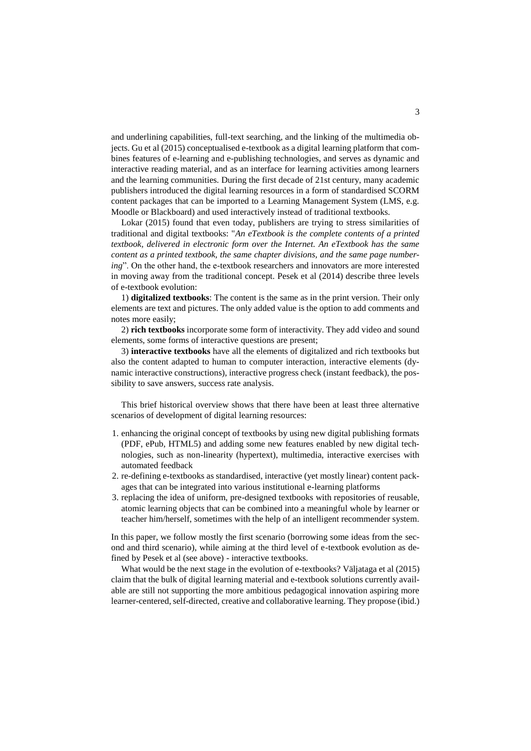and underlining capabilities, full-text searching, and the linking of the multimedia objects. Gu et al (2015) conceptualised e-textbook as a digital learning platform that combines features of e-learning and e-publishing technologies, and serves as dynamic and interactive reading material, and as an interface for learning activities among learners and the learning communities. During the first decade of 21st century, many academic publishers introduced the digital learning resources in a form of standardised SCORM content packages that can be imported to a Learning Management System (LMS, e.g. Moodle or Blackboard) and used interactively instead of traditional textbooks.

Lokar (2015) found that even today, publishers are trying to stress similarities of traditional and digital textbooks: "*An eTextbook is the complete contents of a printed textbook, delivered in electronic form over the Internet. An eTextbook has the same content as a printed textbook, the same chapter divisions, and the same page numbering*". On the other hand, the e-textbook researchers and innovators are more interested in moving away from the traditional concept. Pesek et al (2014) describe three levels of e-textbook evolution:

1) **digitalized textbooks**: The content is the same as in the print version. Their only elements are text and pictures. The only added value is the option to add comments and notes more easily;

2) **rich textbooks** incorporate some form of interactivity. They add video and sound elements, some forms of interactive questions are present;

3) **interactive textbooks** have all the elements of digitalized and rich textbooks but also the content adapted to human to computer interaction, interactive elements (dynamic interactive constructions), interactive progress check (instant feedback), the possibility to save answers, success rate analysis.

This brief historical overview shows that there have been at least three alternative scenarios of development of digital learning resources:

1. enhancing the original concept of textbooks by using new digital publishing formats (PDF, ePub, HTML5) and adding some new features enabled by new digital technologies, such as non-linearity (hypertext), multimedia, interactive exercises with automated feedback
2. re-defining e-textbooks as standardised, interactive (yet mostly linear) content packages that can be integrated into various institutional e-learning platforms
3. replacing the idea of uniform, pre-designed textbooks with repositories of reusable, atomic learning objects that can be combined into a meaningful whole by learner or teacher him/herself, sometimes with the help of an intelligent recommender system.

In this paper, we follow mostly the first scenario (borrowing some ideas from the second and third scenario), while aiming at the third level of e-textbook evolution as defined by Pesek et al (see above) - interactive textbooks.

What would be the next stage in the evolution of e-textbooks? Väljataga et al (2015) claim that the bulk of digital learning material and e-textbook solutions currently available are still not supporting the more ambitious pedagogical innovation aspiring more learner-centered, self-directed, creative and collaborative learning. They propose (ibid.)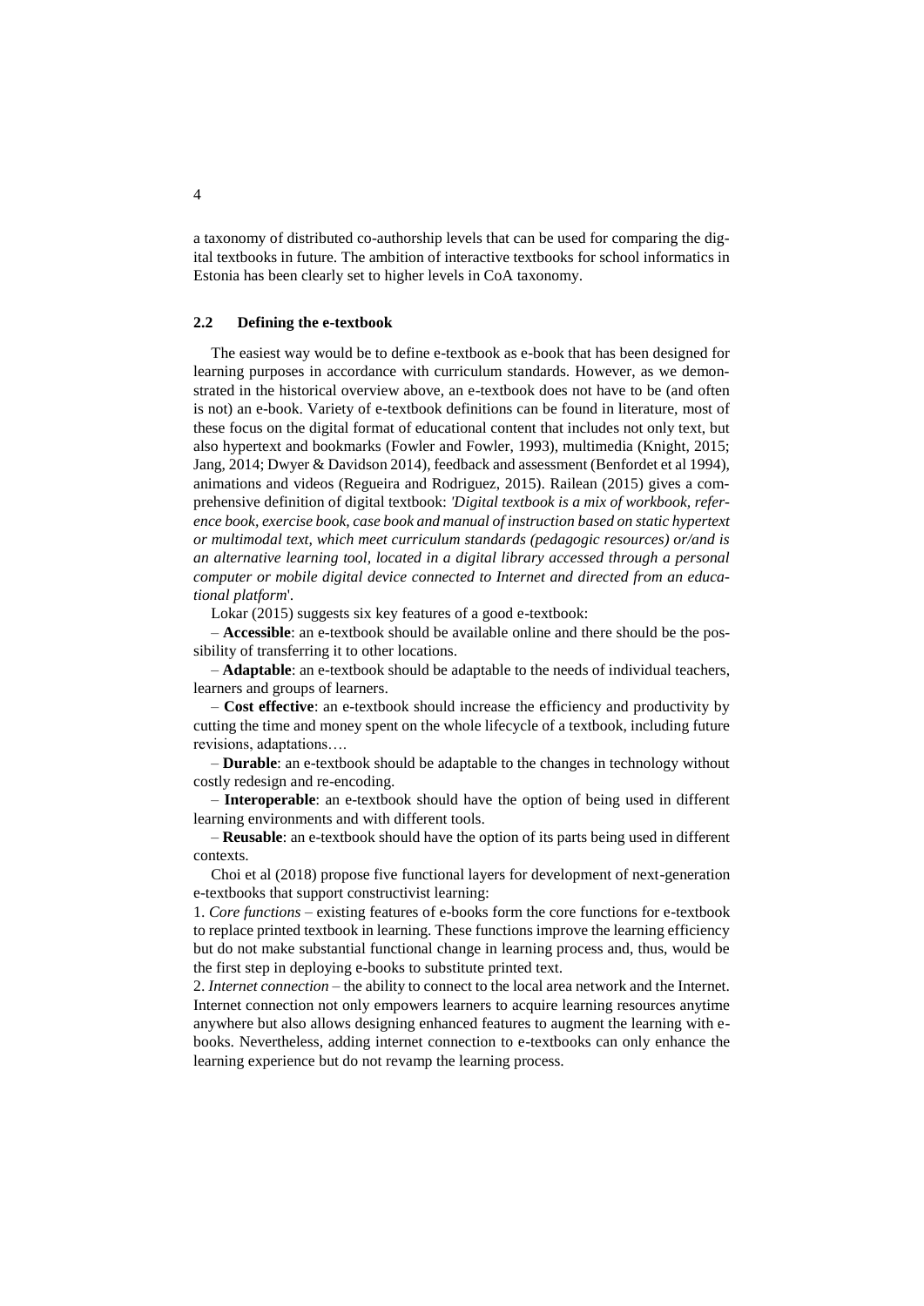a taxonomy of distributed co-authorship levels that can be used for comparing the digital textbooks in future. The ambition of interactive textbooks for school informatics in Estonia has been clearly set to higher levels in CoA taxonomy.

### 2.2 Defining the e-textbook

The easiest way would be to define e-textbook as e-book that has been designed for learning purposes in accordance with curriculum standards. However, as we demonstrated in the historical overview above, an e-textbook does not have to be (and often is not) an e-book. Variety of e-textbook definitions can be found in literature, most of these focus on the digital format of educational content that includes not only text, but also hypertext and bookmarks (Fowler and Fowler, 1993), multimedia (Knight, 2015; Jang, 2014; Dwyer & Davidson 2014), feedback and assessment (Benfordet et al 1994), animations and videos (Regueira and Rodriguez, 2015). Railean (2015) gives a comprehensive definition of digital textbook: *'Digital textbook is a mix of workbook, reference book, exercise book, case book and manual of instruction based on static hypertext or multimodal text, which meet curriculum standards (pedagogic resources) or/and is an alternative learning tool, located in a digital library accessed through a personal computer or mobile digital device connected to Internet and directed from an educational platform*'.

Lokar (2015) suggests six key features of a good e-textbook:

– **Accessible**: an e-textbook should be available online and there should be the possibility of transferring it to other locations.

– **Adaptable**: an e-textbook should be adaptable to the needs of individual teachers, learners and groups of learners.

– **Cost effective**: an e-textbook should increase the efficiency and productivity by cutting the time and money spent on the whole lifecycle of a textbook, including future revisions, adaptations….

– **Durable**: an e-textbook should be adaptable to the changes in technology without costly redesign and re-encoding.

– **Interoperable**: an e-textbook should have the option of being used in different learning environments and with different tools.

– **Reusable**: an e-textbook should have the option of its parts being used in different contexts.

Choi et al (2018) propose five functional layers for development of next-generation e-textbooks that support constructivist learning:

1. *Core functions* – existing features of e-books form the core functions for e-textbook to replace printed textbook in learning. These functions improve the learning efficiency but do not make substantial functional change in learning process and, thus, would be the first step in deploying e-books to substitute printed text.
2. *Internet connection* – the ability to connect to the local area network and the Internet. Internet connection not only empowers learners to acquire learning resources anytime anywhere but also allows designing enhanced features to augment the learning with e-books. Nevertheless, adding internet connection to e-textbooks can only enhance the learning experience but do not revamp the learning process.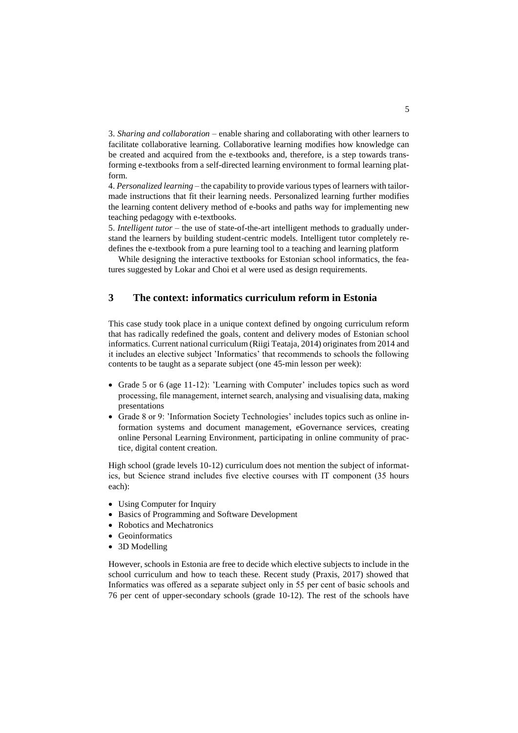3. *Sharing and collaboration* – enable sharing and collaborating with other learners to facilitate collaborative learning. Collaborative learning modifies how knowledge can be created and acquired from the e-textbooks and, therefore, is a step towards transforming e-textbooks from a self-directed learning environment to formal learning platform.

4. *Personalized learning* – the capability to provide various types of learners with tailor-made instructions that fit their learning needs. Personalized learning further modifies the learning content delivery method of e-books and paths way for implementing new teaching pedagogy with e-textbooks.

5. *Intelligent tutor* – the use of state-of-the-art intelligent methods to gradually understand the learners by building student-centric models. Intelligent tutor completely redefines the e-textbook from a pure learning tool to a teaching and learning platform

While designing the interactive textbooks for Estonian school informatics, the features suggested by Lokar and Choi et al were used as design requirements.

## 3 The context: informatics curriculum reform in Estonia

This case study took place in a unique context defined by ongoing curriculum reform that has radically redefined the goals, content and delivery modes of Estonian school informatics. Current national curriculum (Riigi Teataja, 2014) originates from 2014 and it includes an elective subject 'Informatics' that recommends to schools the following contents to be taught as a separate subject (one 45-min lesson per week):

- Grade 5 or 6 (age 11-12): 'Learning with Computer' includes topics such as word processing, file management, internet search, analysing and visualising data, making presentations
- Grade 8 or 9: 'Information Society Technologies' includes topics such as online information systems and document management, eGovernance services, creating online Personal Learning Environment, participating in online community of practice, digital content creation.

High school (grade levels 10-12) curriculum does not mention the subject of informatics, but Science strand includes five elective courses with IT component (35 hours each):

- Using Computer for Inquiry
- Basics of Programming and Software Development
- Robotics and Mechatronics
- Geoinformatics
- 3D Modelling

However, schools in Estonia are free to decide which elective subjects to include in the school curriculum and how to teach these. Recent study (Praxis, 2017) showed that Informatics was offered as a separate subject only in 55 per cent of basic schools and 76 per cent of upper-secondary schools (grade 10-12). The rest of the schools have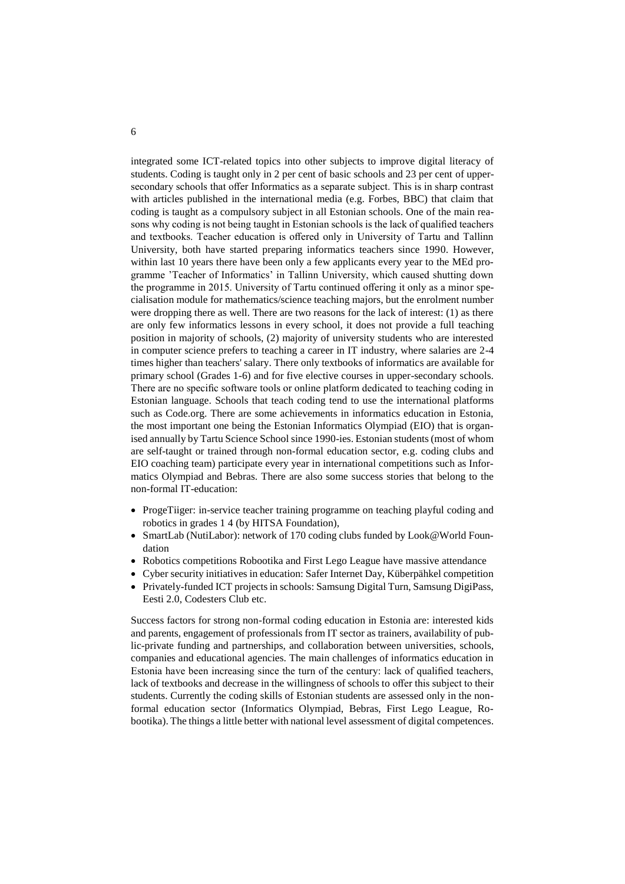integrated some ICT-related topics into other subjects to improve digital literacy of students. Coding is taught only in 2 per cent of basic schools and 23 per cent of upper-secondary schools that offer Informatics as a separate subject. This is in sharp contrast with articles published in the international media (e.g. Forbes, BBC) that claim that coding is taught as a compulsory subject in all Estonian schools. One of the main reasons why coding is not being taught in Estonian schools is the lack of qualified teachers and textbooks. Teacher education is offered only in University of Tartu and Tallinn University, both have started preparing informatics teachers since 1990. However, within last 10 years there have been only a few applicants every year to the MEd programme 'Teacher of Informatics' in Tallinn University, which caused shutting down the programme in 2015. University of Tartu continued offering it only as a minor specialisation module for mathematics/science teaching majors, but the enrolment number were dropping there as well. There are two reasons for the lack of interest: (1) as there are only few informatics lessons in every school, it does not provide a full teaching position in majority of schools, (2) majority of university students who are interested in computer science prefers to teaching a career in IT industry, where salaries are 2-4 times higher than teachers' salary. There only textbooks of informatics are available for primary school (Grades 1-6) and for five elective courses in upper-secondary schools. There are no specific software tools or online platform dedicated to teaching coding in Estonian language. Schools that teach coding tend to use the international platforms such as Code.org. There are some achievements in informatics education in Estonia, the most important one being the Estonian Informatics Olympiad (EIO) that is organised annually by Tartu Science School since 1990-ies. Estonian students (most of whom are self-taught or trained through non-formal education sector, e.g. coding clubs and EIO coaching team) participate every year in international competitions such as Informatics Olympiad and Bebras. There are also some success stories that belong to the non-formal IT-education:

- ProgeTiiger: in-service teacher training programme on teaching playful coding and robotics in grades 1 4 (by HITSA Foundation),
- SmartLab (NutiLabor): network of 170 coding clubs funded by Look@World Foundation
- Robotics competitions Robootika and First Lego League have massive attendance
- Cyber security initiatives in education: Safer Internet Day, Küberpähkel competition
- Privately-funded ICT projects in schools: Samsung Digital Turn, Samsung DigiPass, Eesti 2.0, Codesters Club etc.

Success factors for strong non-formal coding education in Estonia are: interested kids and parents, engagement of professionals from IT sector as trainers, availability of public-private funding and partnerships, and collaboration between universities, schools, companies and educational agencies. The main challenges of informatics education in Estonia have been increasing since the turn of the century: lack of qualified teachers, lack of textbooks and decrease in the willingness of schools to offer this subject to their students. Currently the coding skills of Estonian students are assessed only in the non-formal education sector (Informatics Olympiads, Bebras, First Lego League, Robootika). The things a little better with national level assessment of digital competences.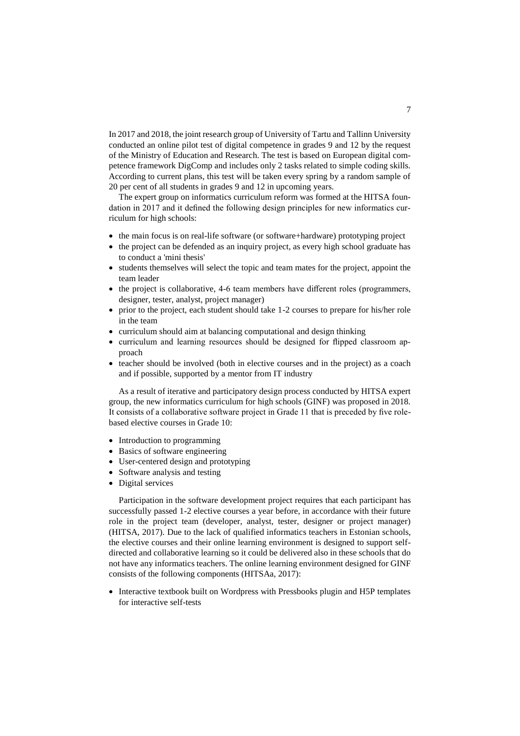In 2017 and 2018, the joint research group of University of Tartu and Tallinn University conducted an online pilot test of digital competence in grades 9 and 12 by the request of the Ministry of Education and Research. The test is based on European digital competence framework DigComp and includes only 2 tasks related to simple coding skills. According to current plans, this test will be taken every spring by a random sample of 20 per cent of all students in grades 9 and 12 in upcoming years.

The expert group on informatics curriculum reform was formed at the HITSA foundation in 2017 and it defined the following design principles for new informatics curriculum for high schools:

- the main focus is on real-life software (or software+hardware) prototyping project
- the project can be defended as an inquiry project, as every high school graduate has to conduct a 'mini thesis'
- students themselves will select the topic and team mates for the project, appoint the team leader
- the project is collaborative, 4-6 team members have different roles (programmers, designer, tester, analyst, project manager)
- prior to the project, each student should take 1-2 courses to prepare for his/her role in the team
- curriculum should aim at balancing computational and design thinking
- curriculum and learning resources should be designed for flipped classroom approach
- teacher should be involved (both in elective courses and in the project) as a coach and if possible, supported by a mentor from IT industry

As a result of iterative and participatory design process conducted by HITSA expert group, the new informatics curriculum for high schools (GINF) was proposed in 2018. It consists of a collaborative software project in Grade 11 that is preceded by five role-based elective courses in Grade 10:

- Introduction to programming
- Basics of software engineering
- User-centered design and prototyping
- Software analysis and testing
- Digital services

Participation in the software development project requires that each participant has successfully passed 1-2 elective courses a year before, in accordance with their future role in the project team (developer, analyst, tester, designer or project manager) (HITSA, 2017). Due to the lack of qualified informatics teachers in Estonian schools, the elective courses and their online learning environment is designed to support self-directed and collaborative learning so it could be delivered also in these schools that do not have any informatics teachers. The online learning environment designed for GINF consists of the following components (HITSAa, 2017):

- Interactive textbook built on Wordpress with Pressbooks plugin and H5P templates for interactive self-tests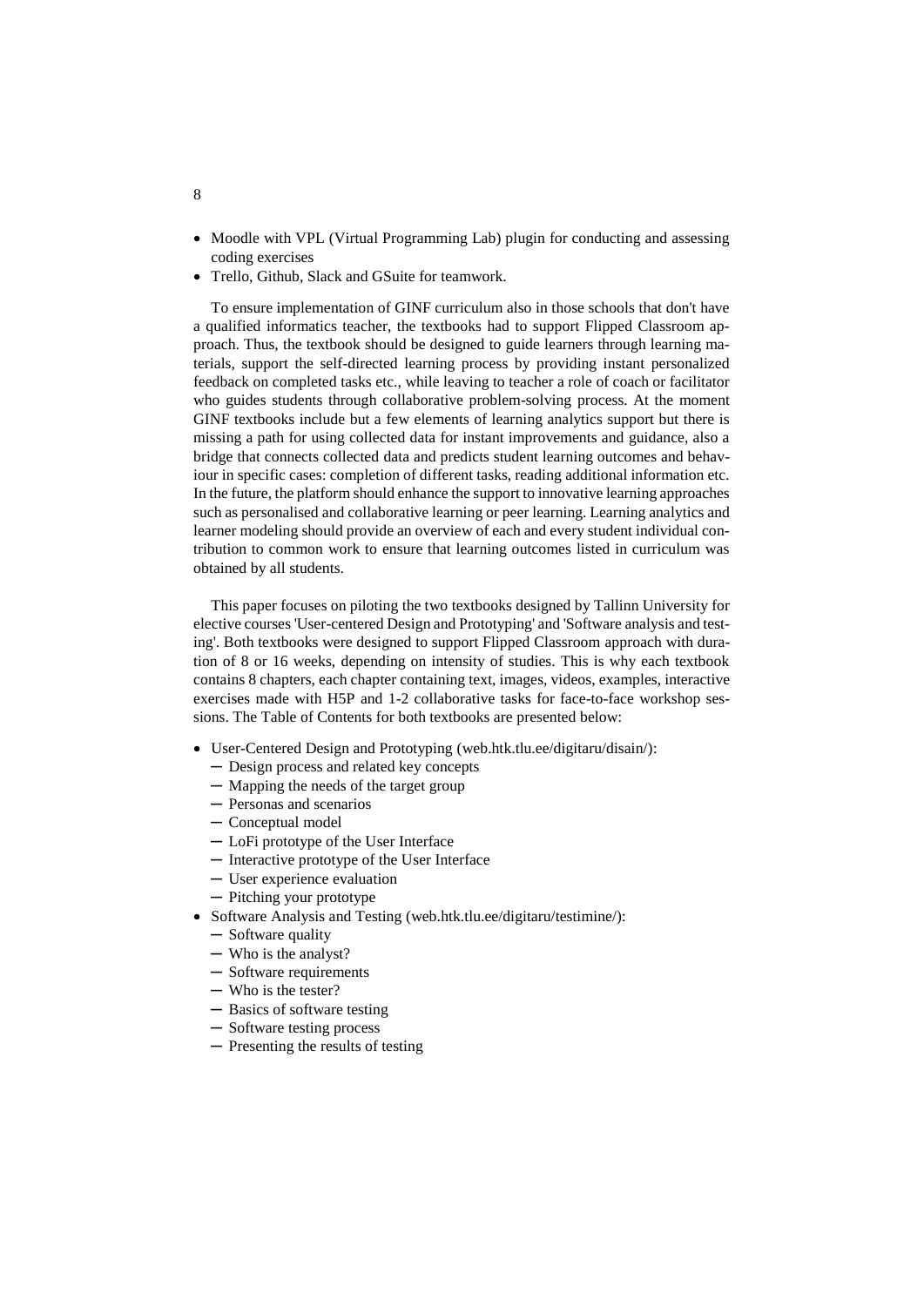- Moodle with VPL (Virtual Programming Lab) plugin for conducting and assessing coding exercises
- Trello, Github, Slack and GSuite for teamwork.

To ensure implementation of GINF curriculum also in those schools that don't have a qualified informatics teacher, the textbooks had to support Flipped Classroom approach. Thus, the textbook should be designed to guide learners through learning materials, support the self-directed learning process by providing instant personalized feedback on completed tasks etc., while leaving to teacher a role of coach or facilitator who guides students through collaborative problem-solving process. At the moment GINF textbooks include but a few elements of learning analytics support but there is missing a path for using collected data for instant improvements and guidance, also a bridge that connects collected data and predicts student learning outcomes and behaviour in specific cases: completion of different tasks, reading additional information etc. In the future, the platform should enhance the support to innovative learning approaches such as personalised and collaborative learning or peer learning. Learning analytics and learner modeling should provide an overview of each and every student individual contribution to common work to ensure that learning outcomes listed in curriculum was obtained by all students.

This paper focuses on piloting the two textbooks designed by Tallinn University for elective courses 'User-centered Design and Prototyping' and 'Software analysis and testing'. Both textbooks were designed to support Flipped Classroom approach with duration of 8 or 16 weeks, depending on intensity of studies. This is why each textbook contains 8 chapters, each chapter containing text, images, videos, examples, interactive exercises made with H5P and 1-2 collaborative tasks for face-to-face workshop sessions. The Table of Contents for both textbooks are presented below:

- User-Centered Design and Prototyping (web.htk.tlu.ee/digitaru/disain/):
  - Design process and related key concepts
  - Mapping the needs of the target group
  - Personas and scenarios
  - Conceptual model
  - LoFi prototype of the User Interface
  - Interactive prototype of the User Interface
  - User experience evaluation
  - Pitching your prototype
- Software Analysis and Testing (web.htk.tlu.ee/digitaru/testimine/):
  - Software quality
  - Who is the analyst?
  - Software requirements
  - Who is the tester?
  - Basics of software testing
  - Software testing process
  - Presenting the results of testing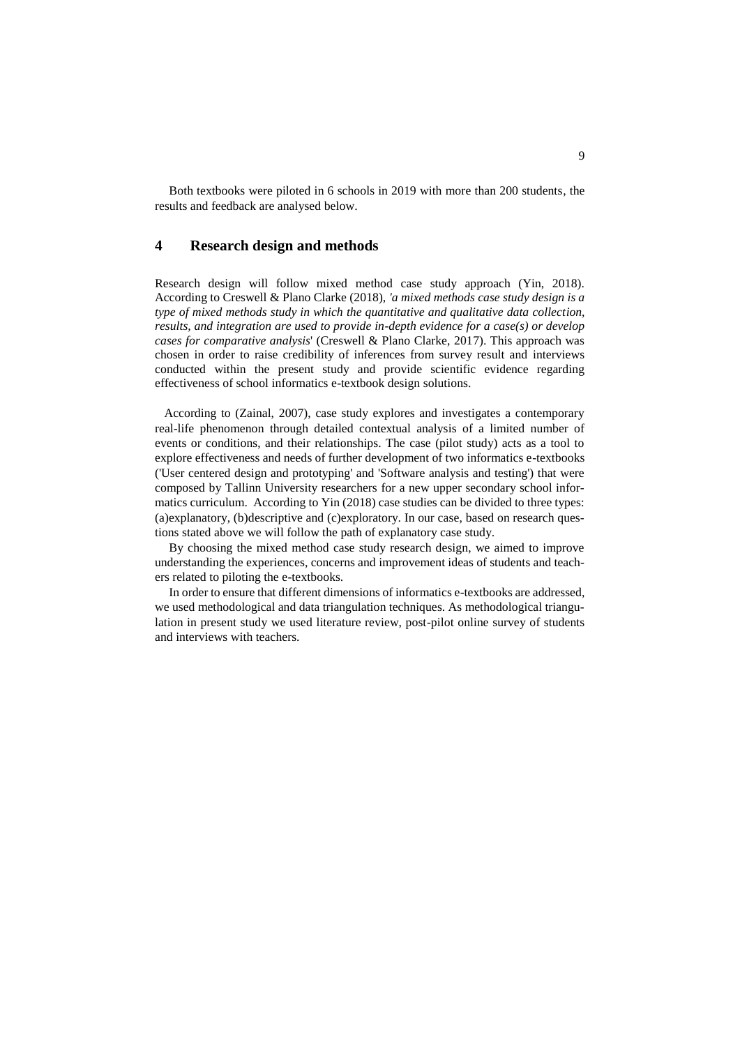Both textbooks were piloted in 6 schools in 2019 with more than 200 students, the results and feedback are analysed below.

## 4 Research design and methods

Research design will follow mixed method case study approach (Yin, 2018). According to Creswell & Plano Clarke (2018), *'a mixed methods case study design is a type of mixed methods study in which the quantitative and qualitative data collection, results, and integration are used to provide in-depth evidence for a case(s) or develop cases for comparative analysis*' (Creswell & Plano Clarke, 2017). This approach was chosen in order to raise credibility of inferences from survey result and interviews conducted within the present study and provide scientific evidence regarding effectiveness of school informatics e-textbook design solutions.

According to (Zainal, 2007), case study explores and investigates a contemporary real-life phenomenon through detailed contextual analysis of a limited number of events or conditions, and their relationships. The case (pilot study) acts as a tool to explore effectiveness and needs of further development of two informatics e-textbooks ('User centered design and prototyping' and 'Software analysis and testing') that were composed by Tallinn University researchers for a new upper secondary school informatics curriculum. According to Yin (2018) case studies can be divided to three types: (a)explanatory, (b)descriptive and (c)exploratory. In our case, based on research questions stated above we will follow the path of explanatory case study.

By choosing the mixed method case study research design, we aimed to improve understanding the experiences, concerns and improvement ideas of students and teachers related to piloting the e-textbooks.

In order to ensure that different dimensions of informatics e-textbooks are addressed, we used methodological and data triangulation techniques. As methodological triangulation in present study we used literature review, post-pilot online survey of students and interviews with teachers.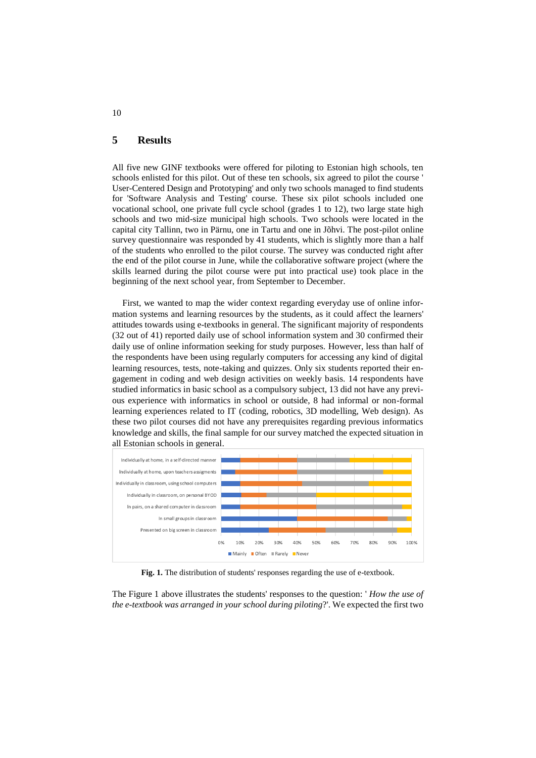## 5 Results

All five new GINF textbooks were offered for piloting to Estonian high schools, ten schools enlisted for this pilot. Out of these ten schools, six agreed to pilot the course ' User-Centered Design and Prototyping' and only two schools managed to find students for 'Software Analysis and Testing' course. These six pilot schools included one vocational school, one private full cycle school (grades 1 to 12), two large state high schools and two mid-size municipal high schools. Two schools were located in the capital city Tallinn, two in Pärnu, one in Tartu and one in Jõhvi. The post-pilot online survey questionnaire was responded by 41 students, which is slightly more than a half of the students who enrolled to the pilot course. The survey was conducted right after the end of the pilot course in June, while the collaborative software project (where the skills learned during the pilot course were put into practical use) took place in the beginning of the next school year, from September to December.

First, we wanted to map the wider context regarding everyday use of online information systems and learning resources by the students, as it could affect the learners' attitudes towards using e-textbooks in general. The significant majority of respondents (32 out of 41) reported daily use of school information system and 30 confirmed their daily use of online information seeking for study purposes. However, less than half of the respondents have been using regularly computers for accessing any kind of digital learning resources, tests, note-taking and quizzes. Only six students reported their engagement in coding and web design activities on weekly basis. 14 respondents have studied informatics in basic school as a compulsory subject, 13 did not have any previous experience with informatics in school or outside, 8 had informal or non-formal learning experiences related to IT (coding, robotics, 3D modelling, Web design). As these two pilot courses did not have any prerequisites regarding previous informatics knowledge and skills, the final sample for our survey matched the expected situation in all Estonian schools in general.

**Fig. 1.** The distribution of students' responses regarding the use of e-textbook.

The Figure 1 above illustrates the students' responses to the question: ' *How the use of the e-textbook was arranged in your school during piloting*?'. We expected the first two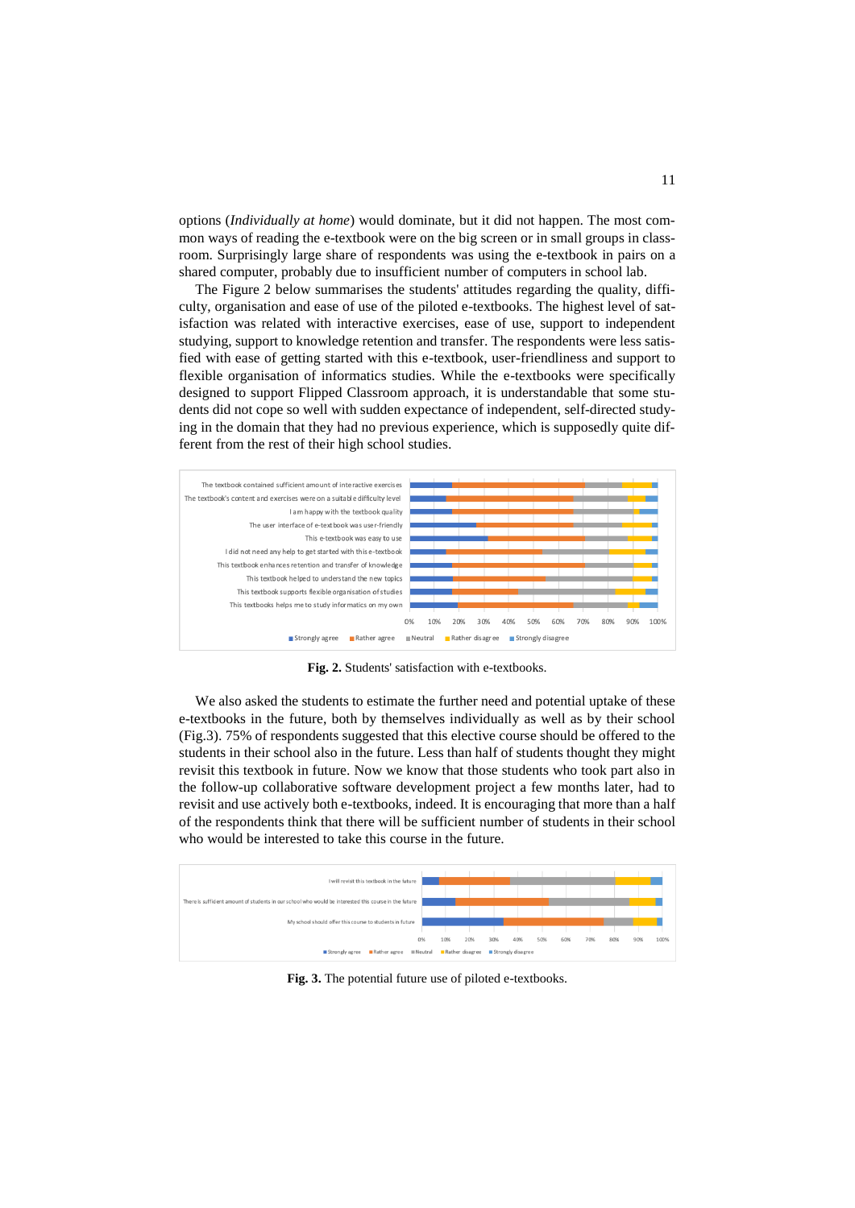options (*Individually at home*) would dominate, but it did not happen. The most common ways of reading the e-textbook were on the big screen or in small groups in classroom. Surprisingly large share of respondents was using the e-textbook in pairs on a shared computer, probably due to insufficient number of computers in school lab.

The Figure 2 below summarises the students' attitudes regarding the quality, difficulty, organisation and ease of use of the piloted e-textbooks. The highest level of satisfaction was related with interactive exercises, ease of use, support to independent studying, support to knowledge retention and transfer. The respondents were less satisfied with ease of getting started with this e-textbook, user-friendliness and support to flexible organisation of informatics studies. While the e-textbooks were specifically designed to support Flipped Classroom approach, it is understandable that some students did not cope so well with sudden expectance of independent, self-directed studying in the domain that they had no previous experience, which is supposedly quite different from the rest of their high school studies.

**Fig. 2.** Students' satisfaction with e-textbooks.

We also asked the students to estimate the further need and potential uptake of these e-textbooks in the future, both by themselves individually as well as by their school (Fig.3). 75% of respondents suggested that this elective course should be offered to the students in their school also in the future. Less than half of students thought they might revisit this textbook in future. Now we know that those students who took part also in the follow-up collaborative software development project a few months later, had to revisit and use actively both e-textbooks, indeed. It is encouraging that more than a half of the respondents think that there will be sufficient number of students in their school who would be interested to take this course in the future.

**Fig. 3.** The potential future use of piloted e-textbooks.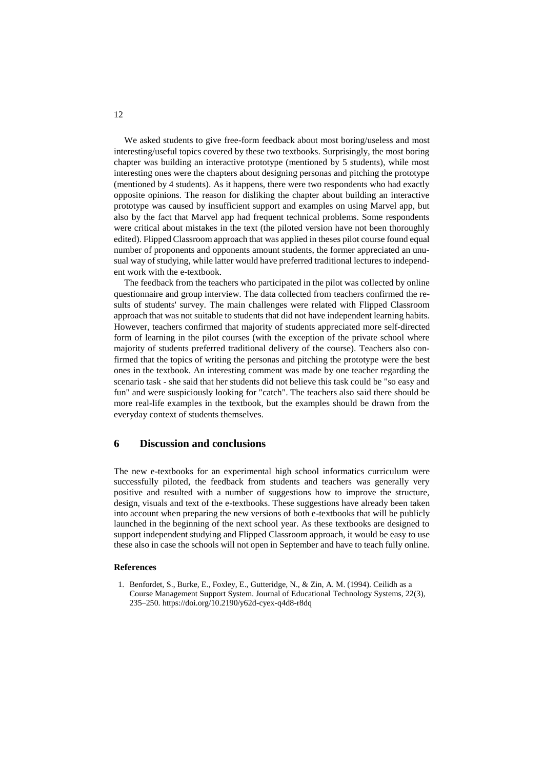We asked students to give free-form feedback about most boring/useless and most interesting/useful topics covered by these two textbooks. Surprisingly, the most boring chapter was building an interactive prototype (mentioned by 5 students), while most interesting ones were the chapters about designing personas and pitching the prototype (mentioned by 4 students). As it happens, there were two respondents who had exactly opposite opinions. The reason for disliking the chapter about building an interactive prototype was caused by insufficient support and examples on using Marvel app, but also by the fact that Marvel app had frequent technical problems. Some respondents were critical about mistakes in the text (the piloted version have not been thoroughly edited). Flipped Classroom approach that was applied in theses pilot course found equal number of proponents and opponents amount students, the former appreciated an unusual way of studying, while latter would have preferred traditional lectures to independent work with the e-textbook.

The feedback from the teachers who participated in the pilot was collected by online questionnaire and group interview. The data collected from teachers confirmed the results of students' survey. The main challenges were related with Flipped Classroom approach that was not suitable to students that did not have independent learning habits. However, teachers confirmed that majority of students appreciated more self-directed form of learning in the pilot courses (with the exception of the private school where majority of students preferred traditional delivery of the course). Teachers also confirmed that the topics of writing the personas and pitching the prototype were the best ones in the textbook. An interesting comment was made by one teacher regarding the scenario task - she said that her students did not believe this task could be "so easy and fun" and were suspiciously looking for "catch". The teachers also said there should be more real-life examples in the textbook, but the examples should be drawn from the everyday context of students themselves.

## 6 Discussion and conclusions

The new e-textbooks for an experimental high school informatics curriculum were successfully piloted, the feedback from students and teachers was generally very positive and resulted with a number of suggestions how to improve the structure, design, visuals and text of the e-textbooks. These suggestions have already been taken into account when preparing the new versions of both e-textbooks that will be publicly launched in the beginning of the next school year. As these textbooks are designed to support independent studying and Flipped Classroom approach, it would be easy to use these also in case the schools will not open in September and have to teach fully online.

#### References

1. Benfordet, S., Burke, E., Foxley, E., Gutteridge, N., & Zin, A. M. (1994). Ceilidh as a Course Management Support System. Journal of Educational Technology Systems, 22(3), 235–250. https://doi.org/10.2190/y62d-cyex-q4d8-r8dq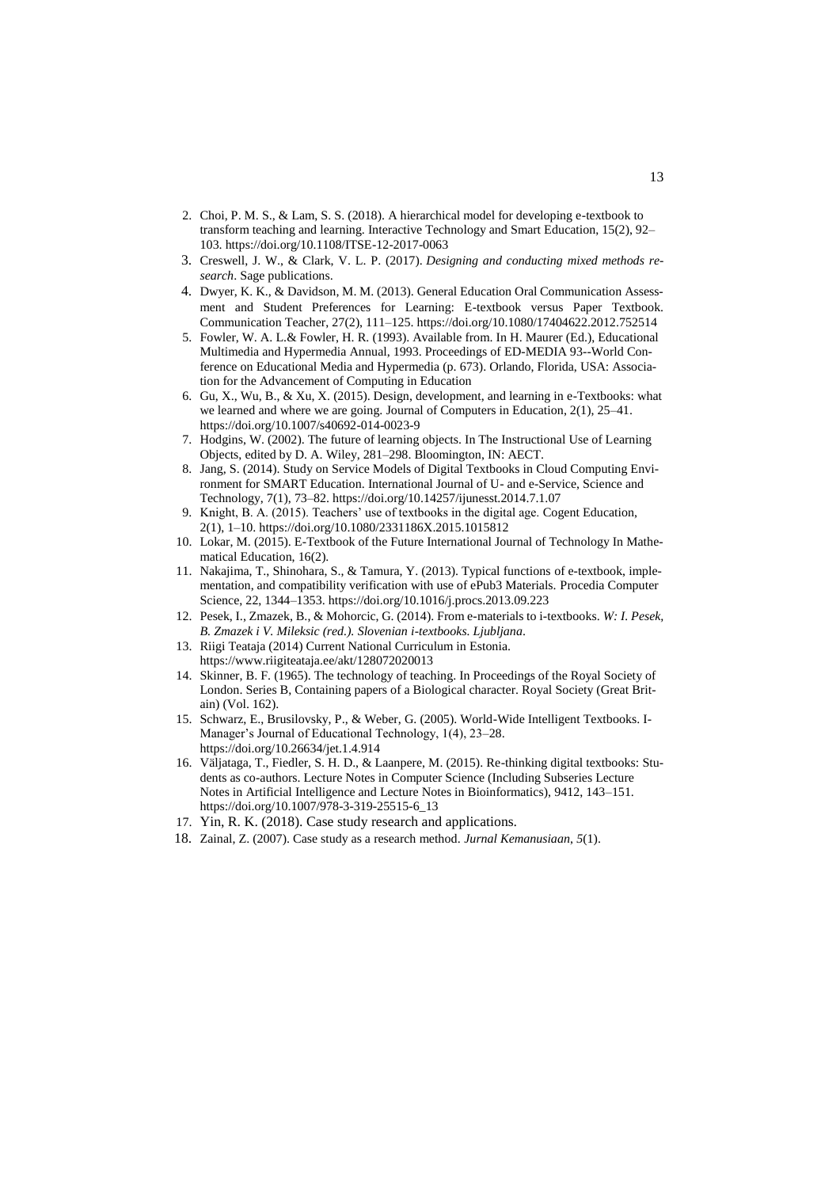2. Choi, P. M. S., & Lam, S. S. (2018). A hierarchical model for developing e-textbook to transform teaching and learning. Interactive Technology and Smart Education, 15(2), 92–103. https://doi.org/10.1108/ITSE-12-2017-0063
3. Creswell, J. W., & Clark, V. L. P. (2017). *Designing and conducting mixed methods research*. Sage publications.
4. Dwyer, K. K., & Davidson, M. M. (2013). General Education Oral Communication Assessment and Student Preferences for Learning: E-textbook versus Paper Textbook. Communication Teacher, 27(2), 111–125. https://doi.org/10.1080/17404622.2012.752514
5. Fowler, W. A. L.& Fowler, H. R. (1993). Available from. In H. Maurer (Ed.), Educational Multimedia and Hypermedia Annual, 1993. Proceedings of ED-MEDIA 93--World Conference on Educational Media and Hypermedia (p. 673). Orlando, Florida, USA: Association for the Advancement of Computing in Education
6. Gu, X., Wu, B., & Xu, X. (2015). Design, development, and learning in e-Textbooks: what we learned and where we are going. Journal of Computers in Education, 2(1), 25–41. https://doi.org/10.1007/s40692-014-0023-9
7. Hodgins, W. (2002). The future of learning objects. In The Instructional Use of Learning Objects, edited by D. A. Wiley, 281–298. Bloomington, IN: AECT.
8. Jang, S. (2014). Study on Service Models of Digital Textbooks in Cloud Computing Environment for SMART Education. International Journal of U- and e-Service, Science and Technology, 7(1), 73–82. https://doi.org/10.14257/ijunesst.2014.7.1.07
9. Knight, B. A. (2015). Teachers' use of textbooks in the digital age. Cogent Education, 2(1), 1–10. https://doi.org/10.1080/2331186X.2015.1015812
10. Lokar, M. (2015). E-Textbook of the Future International Journal of Technology In Mathematical Education, 16(2).
11. Nakajima, T., Shinohara, S., & Tamura, Y. (2013). Typical functions of e-textbook, implementation, and compatibility verification with use of ePub3 Materials. Procedia Computer Science, 22, 1344–1353. https://doi.org/10.1016/j.procs.2013.09.223
12. Pesek, I., Zmazek, B., & Mohorcic, G. (2014). From e-materials to i-textbooks. *W: I. Pesek, B. Zmazek i V. Mileksic (red.). Slovenian i-textbooks. Ljubljana*.
13. Riigi Teataja (2014) Current National Curriculum in Estonia. https://www.riigiteataja.ee/akt/128072020013
14. Skinner, B. F. (1965). The technology of teaching. In Proceedings of the Royal Society of London. Series B, Containing papers of a Biological character. Royal Society (Great Britain) (Vol. 162).
15. Schwarz, E., Brusilovsky, P., & Weber, G. (2005). World-Wide Intelligent Textbooks. I-Manager's Journal of Educational Technology, 1(4), 23–28. https://doi.org/10.26634/jet.1.4.914
16. Väljataga, T., Fiedler, S. H. D., & Laanpere, M. (2015). Re-thinking digital textbooks: Students as co-authors. Lecture Notes in Computer Science (Including Subseries Lecture Notes in Artificial Intelligence and Lecture Notes in Bioinformatics), 9412, 143–151. https://doi.org/10.1007/978-3-319-25515-6_13
17. Yin, R. K. (2018). Case study research and applications.
18. Zainal, Z. (2007). Case study as a research method. *Jurnal Kemanusiaan*, *5*(1).